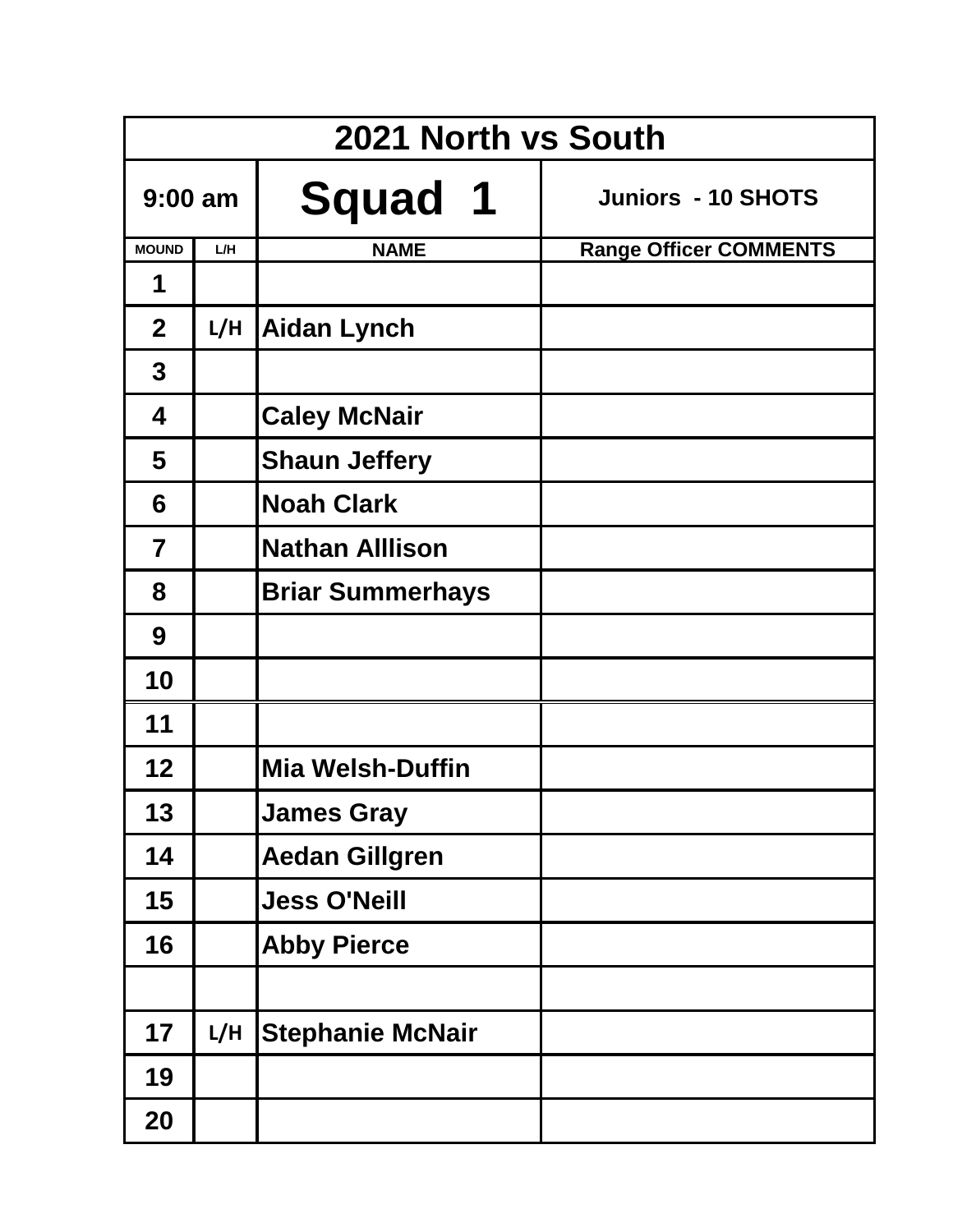| 2021 North vs South | | | |
|---|---|---|---|
| 9:00 am | | Squad 1 | Juniors - 10 SHOTS |
| MOUND | L/H | NAME | Range Officer COMMENTS |
| 1 | | | |
| 2 | L/H | Aidan Lynch | |
| 3 | | | |
| 4 | | Caley McNair | |
| 5 | | Shaun Jeffery | |
| 6 | | Noah Clark | |
| 7 | | Nathan Alllison | |
| 8 | | Briar Summerhays | |
| 9 | | | |
| 10 | | | |
| 11 | | | |
| 12 | | Mia Welsh-Duffin | |
| 13 | | James Gray | |
| 14 | | Aedan Gillgren | |
| 15 | | Jess O'Neill | |
| 16 | | Abby Pierce | |
| | | | |
| 17 | L/H | Stephanie McNair | |
| 19 | | | |
| 20 | | | |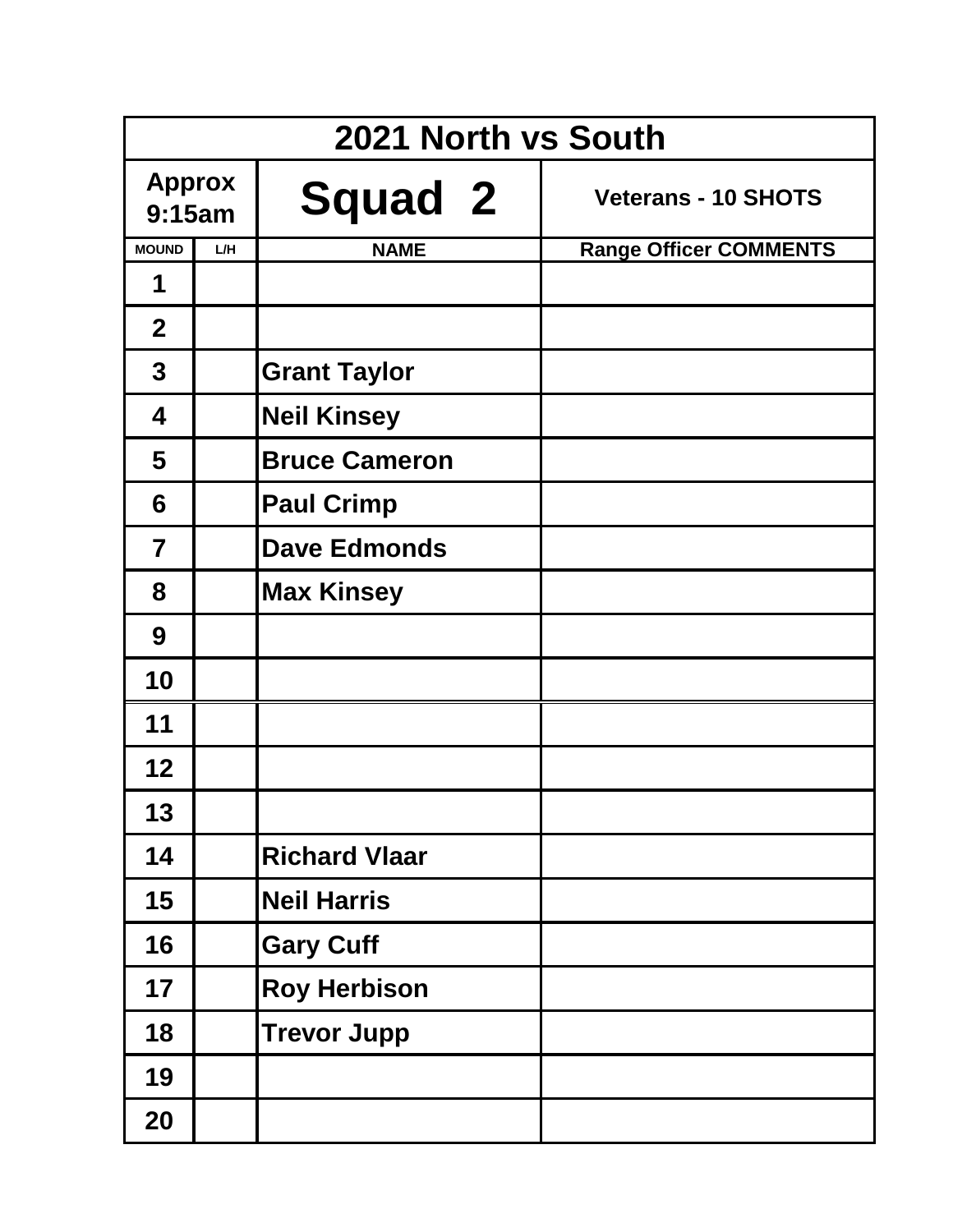| 2021 North vs South | | | |
|---|---|---|---|
| Approx 9:15am | | Squad 2 | Veterans - 10 SHOTS |
| MOUND | L/H | NAME | Range Officer COMMENTS |
| 1 | | | |
| 2 | | | |
| 3 | | Grant Taylor | |
| 4 | | Neil Kinsey | |
| 5 | | Bruce Cameron | |
| 6 | | Paul Crimp | |
| 7 | | Dave Edmonds | |
| 8 | | Max Kinsey | |
| 9 | | | |
| 10 | | | |
| 11 | | | |
| 12 | | | |
| 13 | | | |
| 14 | | Richard Vlaar | |
| 15 | | Neil Harris | |
| 16 | | Gary Cuff | |
| 17 | | Roy Herbison | |
| 18 | | Trevor Jupp | |
| 19 | | | |
| 20 | | | |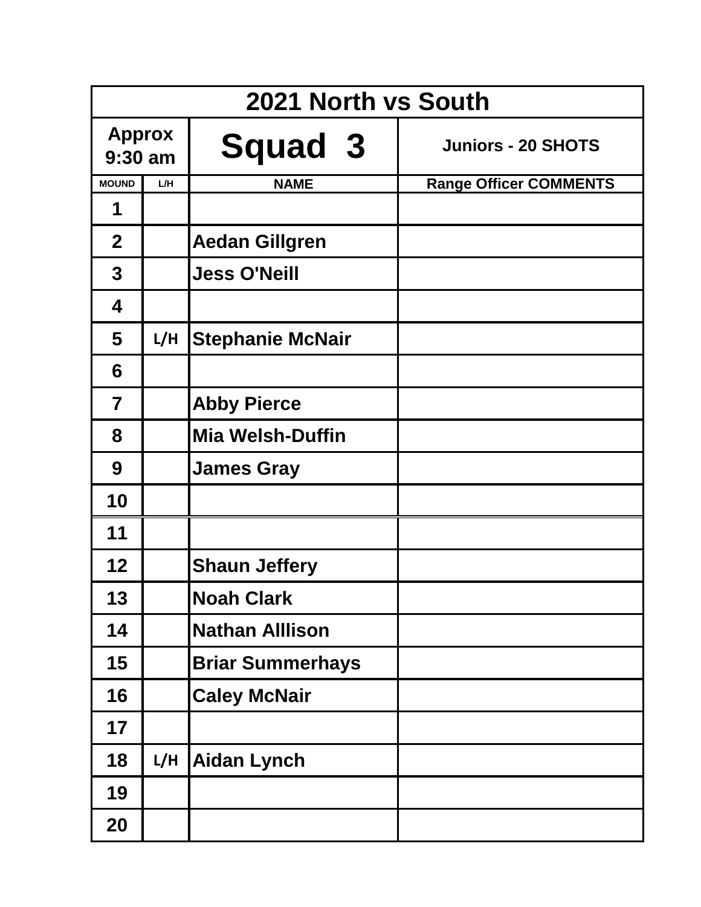| 2021 North vs South | | | |
|---|---|---|---|
| Approx 9:30 am | | Squad 3 | Juniors - 20 SHOTS |
| MOUND | L/H | NAME | Range Officer COMMENTS |
| 1 | | | |
| 2 | | Aedan Gillgren | |
| 3 | | Jess O'Neill | |
| 4 | | | |
| 5 | L/H | Stephanie McNair | |
| 6 | | | |
| 7 | | Abby Pierce | |
| 8 | | Mia Welsh-Duffin | |
| 9 | | James Gray | |
| 10 | | | |
| 11 | | | |
| 12 | | Shaun Jeffery | |
| 13 | | Noah Clark | |
| 14 | | Nathan Alllison | |
| 15 | | Briar Summerhays | |
| 16 | | Caley McNair | |
| 17 | | | |
| 18 | L/H | Aidan Lynch | |
| 19 | | | |
| 20 | | | |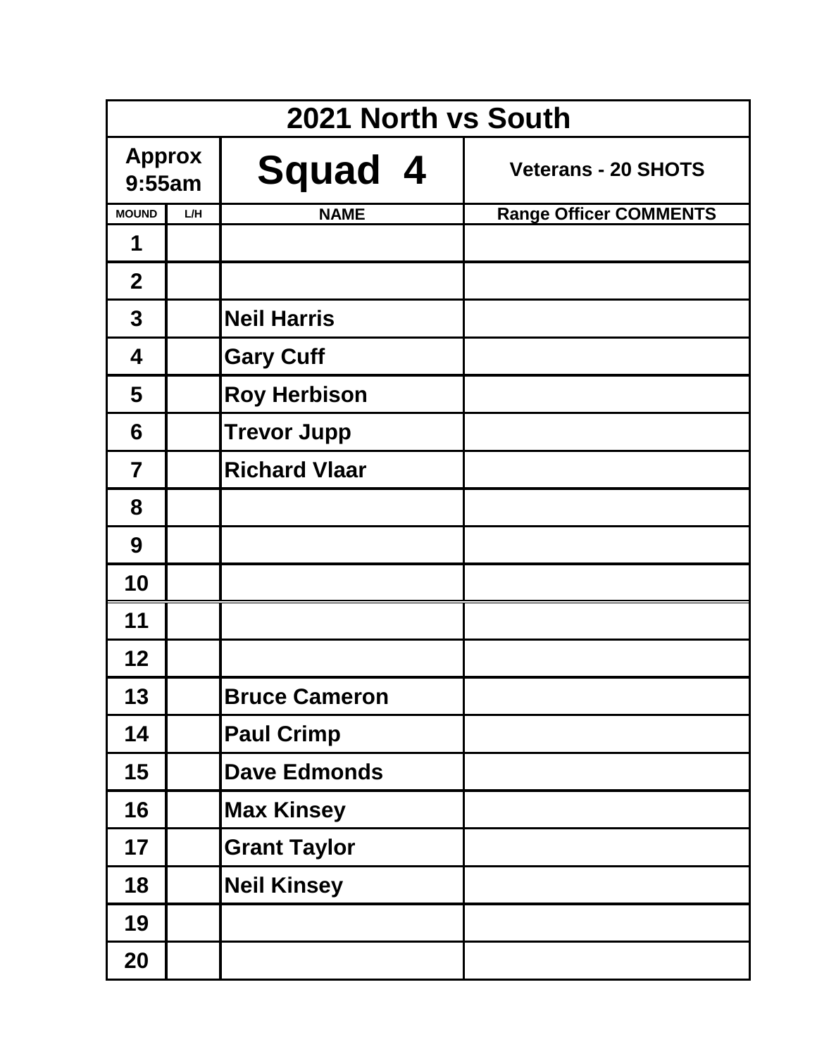| 2021 North vs South | | | |
|---|---|---|---|
| Approx 9:55am | | Squad 4 | Veterans - 20 SHOTS |
| MOUND | L/H | NAME | Range Officer COMMENTS |
| 1 | | | |
| 2 | | | |
| 3 | | Neil Harris | |
| 4 | | Gary Cuff | |
| 5 | | Roy Herbison | |
| 6 | | Trevor Jupp | |
| 7 | | Richard Vlaar | |
| 8 | | | |
| 9 | | | |
| 10 | | | |
| 11 | | | |
| 12 | | | |
| 13 | | Bruce Cameron | |
| 14 | | Paul Crimp | |
| 15 | | Dave Edmonds | |
| 16 | | Max Kinsey | |
| 17 | | Grant Taylor | |
| 18 | | Neil Kinsey | |
| 19 | | | |
| 20 | | | |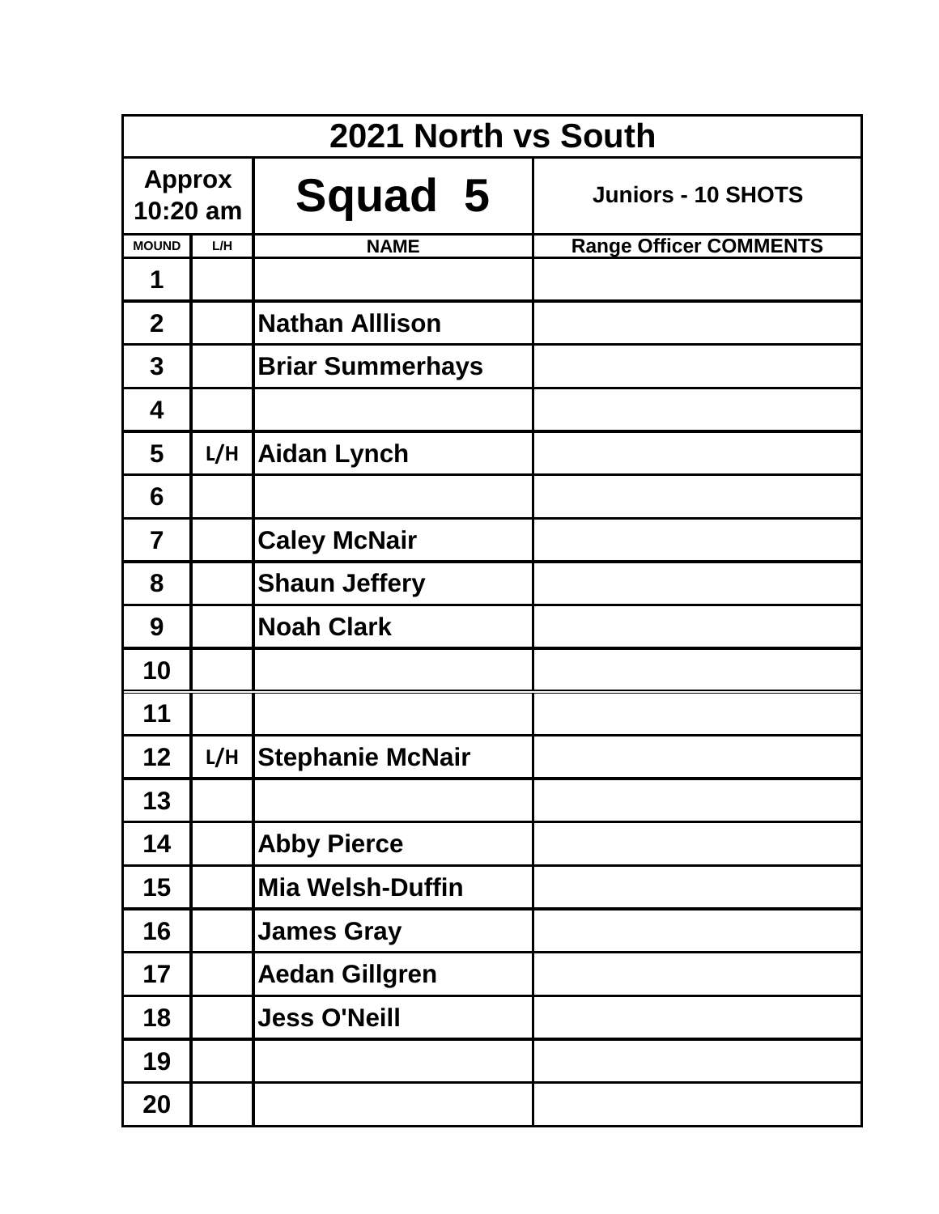| 2021 North vs South | | | |
|---|---|---|---|
| Approx 10:20 am | | Squad 5 | Juniors - 10 SHOTS |
| MOUND | L/H | NAME | Range Officer COMMENTS |
| 1 | | | |
| 2 | | Nathan Alllison | |
| 3 | | Briar Summerhays | |
| 4 | | | |
| 5 | L/H | Aidan Lynch | |
| 6 | | | |
| 7 | | Caley McNair | |
| 8 | | Shaun Jeffery | |
| 9 | | Noah Clark | |
| 10 | | | |
| 11 | | | |
| 12 | L/H | Stephanie McNair | |
| 13 | | | |
| 14 | | Abby Pierce | |
| 15 | | Mia Welsh-Duffin | |
| 16 | | James Gray | |
| 17 | | Aedan Gillgren | |
| 18 | | Jess O'Neill | |
| 19 | | | |
| 20 | | | |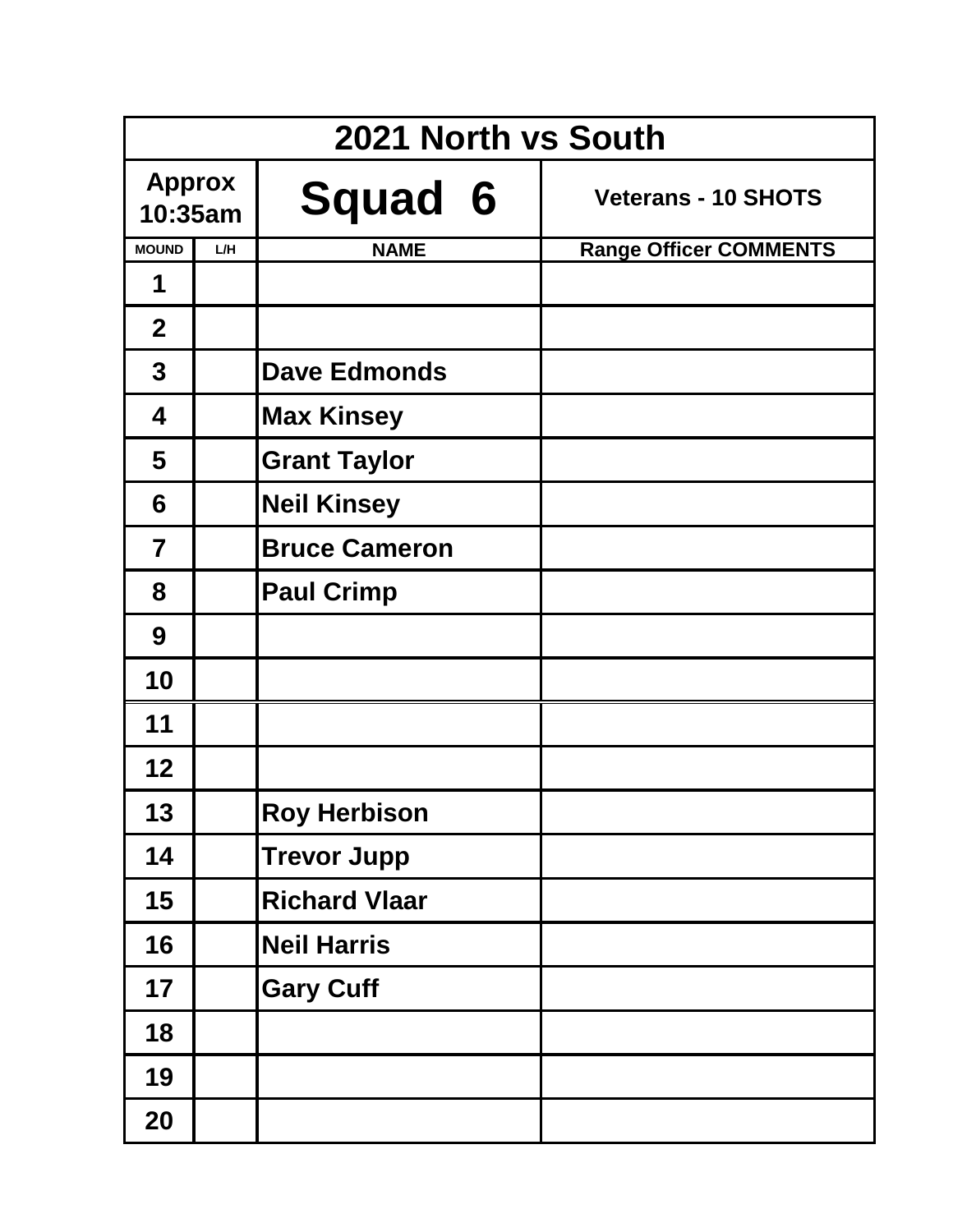| 2021 North vs South | | | |
|---|---|---|---|
| Approx 10:35am | | Squad 6 | Veterans - 10 SHOTS |
| MOUND | L/H | NAME | Range Officer COMMENTS |
| 1 | | | |
| 2 | | | |
| 3 | | Dave Edmonds | |
| 4 | | Max Kinsey | |
| 5 | | Grant Taylor | |
| 6 | | Neil Kinsey | |
| 7 | | Bruce Cameron | |
| 8 | | Paul Crimp | |
| 9 | | | |
| 10 | | | |
| 11 | | | |
| 12 | | | |
| 13 | | Roy Herbison | |
| 14 | | Trevor Jupp | |
| 15 | | Richard Vlaar | |
| 16 | | Neil Harris | |
| 17 | | Gary Cuff | |
| 18 | | | |
| 19 | | | |
| 20 | | | |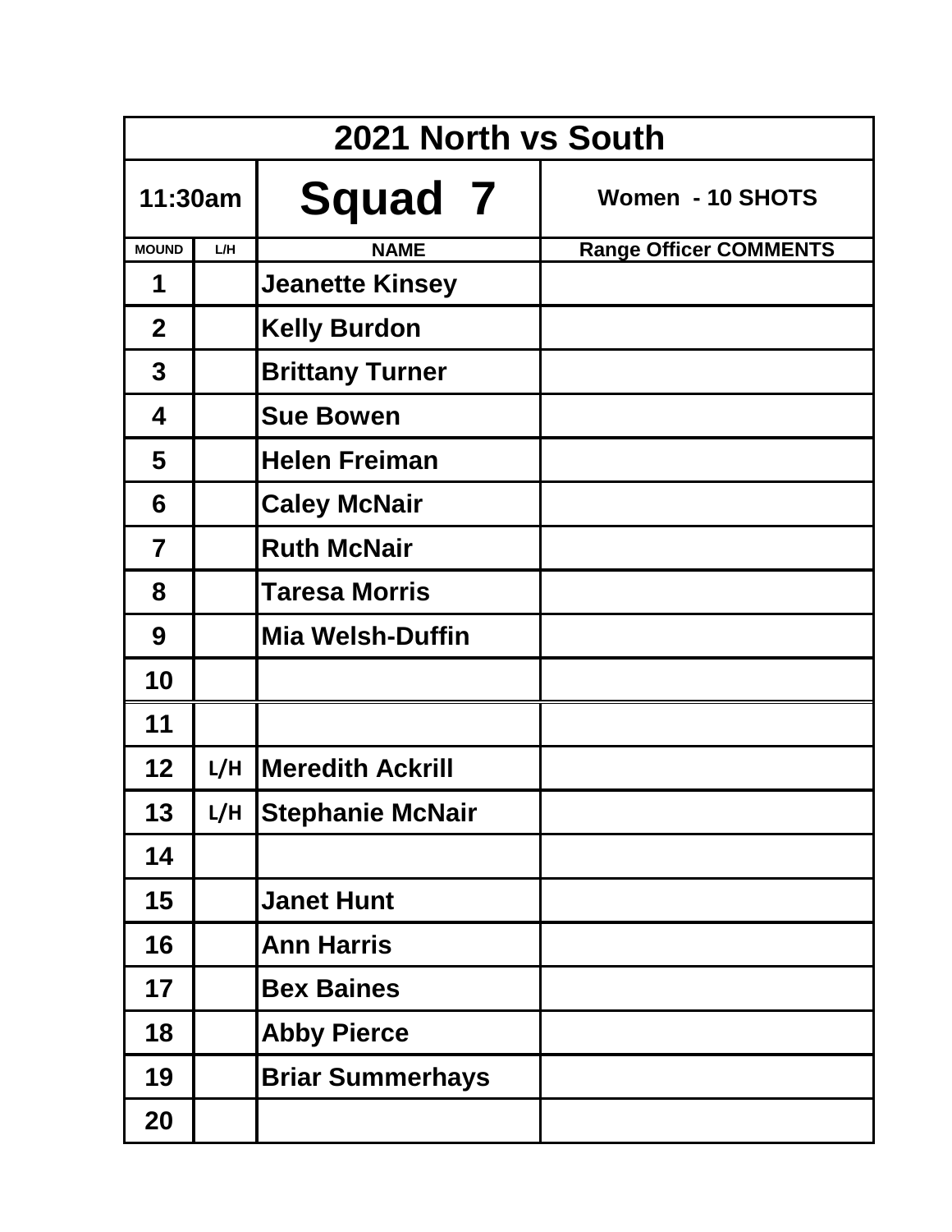| 2021 North vs South | | | |
|---|---|---|---|
| 11:30am | | **Squad 7** | Women - 10 SHOTS |
| MOUND | L/H | NAME | Range Officer COMMENTS |
| 1 | | Jeanette Kinsey | |
| 2 | | Kelly Burdon | |
| 3 | | Brittany Turner | |
| 4 | | Sue Bowen | |
| 5 | | Helen Freiman | |
| 6 | | Caley McNair | |
| 7 | | Ruth McNair | |
| 8 | | Taresa Morris | |
| 9 | | Mia Welsh-Duffin | |
| 10 | | | |
| 11 | | | |
| 12 | L/H | Meredith Ackrill | |
| 13 | L/H | Stephanie McNair | |
| 14 | | | |
| 15 | | Janet Hunt | |
| 16 | | Ann Harris | |
| 17 | | Bex Baines | |
| 18 | | Abby Pierce | |
| 19 | | Briar Summerhays | |
| 20 | | | |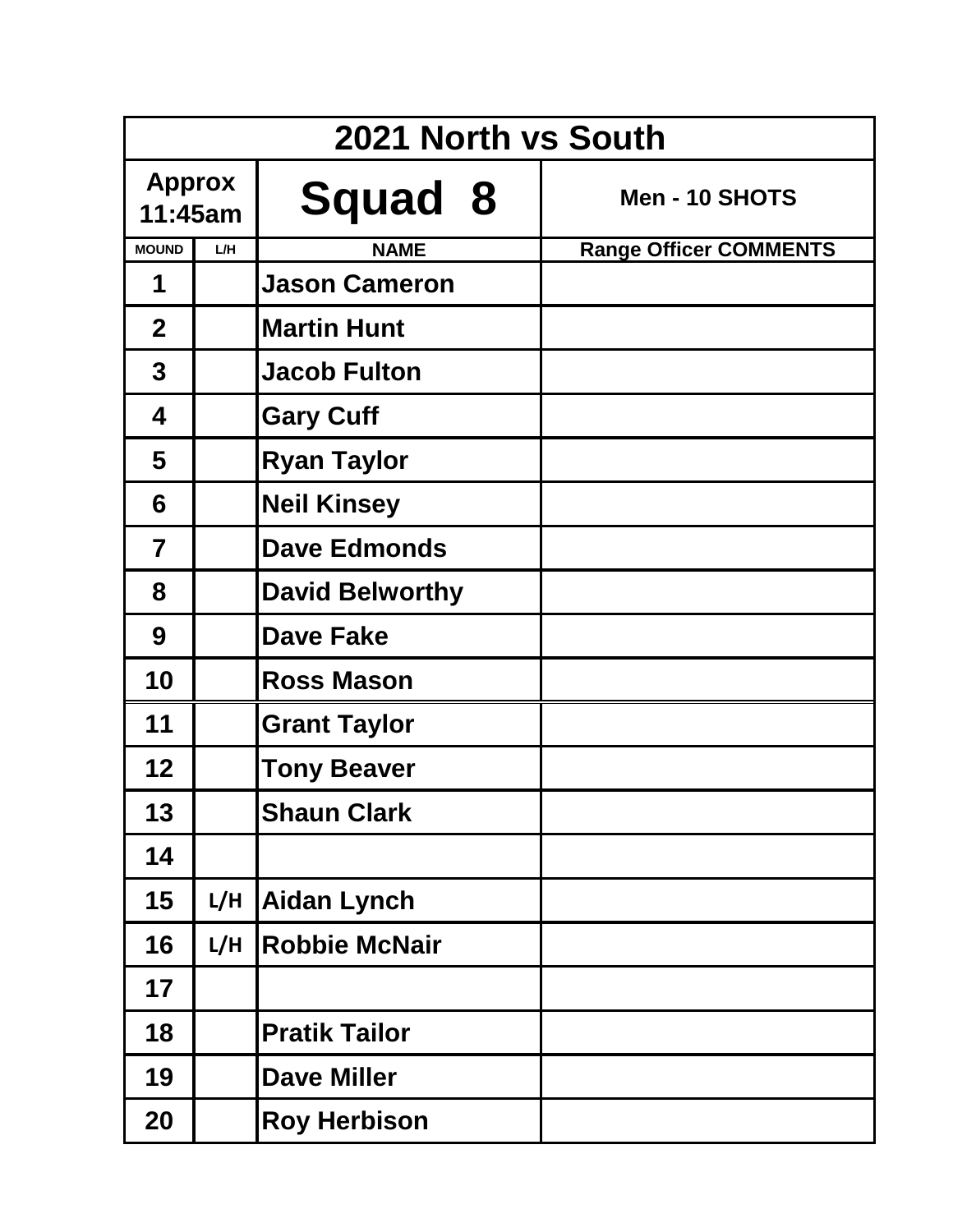| 2021 North vs South | | | |
|---|---|---|---|
| **Approx 11:45am** | | **Squad 8** | **Men - 10 SHOTS** |
| **MOUND** | **L/H** | **NAME** | **Range Officer COMMENTS** |
| 1 | | Jason Cameron | |
| 2 | | Martin Hunt | |
| 3 | | Jacob Fulton | |
| 4 | | Gary Cuff | |
| 5 | | Ryan Taylor | |
| 6 | | Neil Kinsey | |
| 7 | | Dave Edmonds | |
| 8 | | David Belworthy | |
| 9 | | Dave Fake | |
| 10 | | Ross Mason | |
| 11 | | Grant Taylor | |
| 12 | | Tony Beaver | |
| 13 | | Shaun Clark | |
| 14 | | | |
| 15 | L/H | Aidan Lynch | |
| 16 | L/H | Robbie McNair | |
| 17 | | | |
| 18 | | Pratik Tailor | |
| 19 | | Dave Miller | |
| 20 | | Roy Herbison | |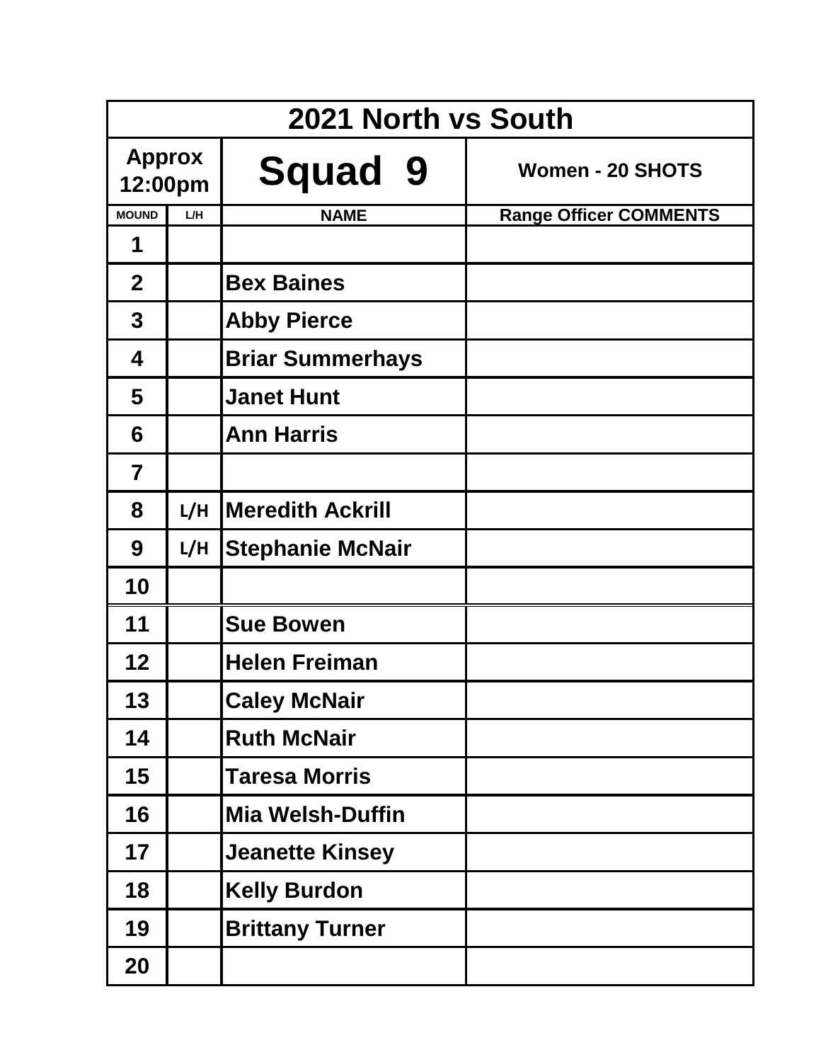| 2021 North vs South | | | |
| --- | --- | --- | --- |
| Approx 12:00pm | | Squad 9 | Women - 20 SHOTS |
| MOUND | L/H | NAME | Range Officer COMMENTS |
| 1 | | | |
| 2 | | Bex Baines | |
| 3 | | Abby Pierce | |
| 4 | | Briar Summerhays | |
| 5 | | Janet Hunt | |
| 6 | | Ann Harris | |
| 7 | | | |
| 8 | L/H | Meredith Ackrill | |
| 9 | L/H | Stephanie McNair | |
| 10 | | | |
| 11 | | Sue Bowen | |
| 12 | | Helen Freiman | |
| 13 | | Caley McNair | |
| 14 | | Ruth McNair | |
| 15 | | Taresa Morris | |
| 16 | | Mia Welsh-Duffin | |
| 17 | | Jeanette Kinsey | |
| 18 | | Kelly Burdon | |
| 19 | | Brittany Turner | |
| 20 | | | |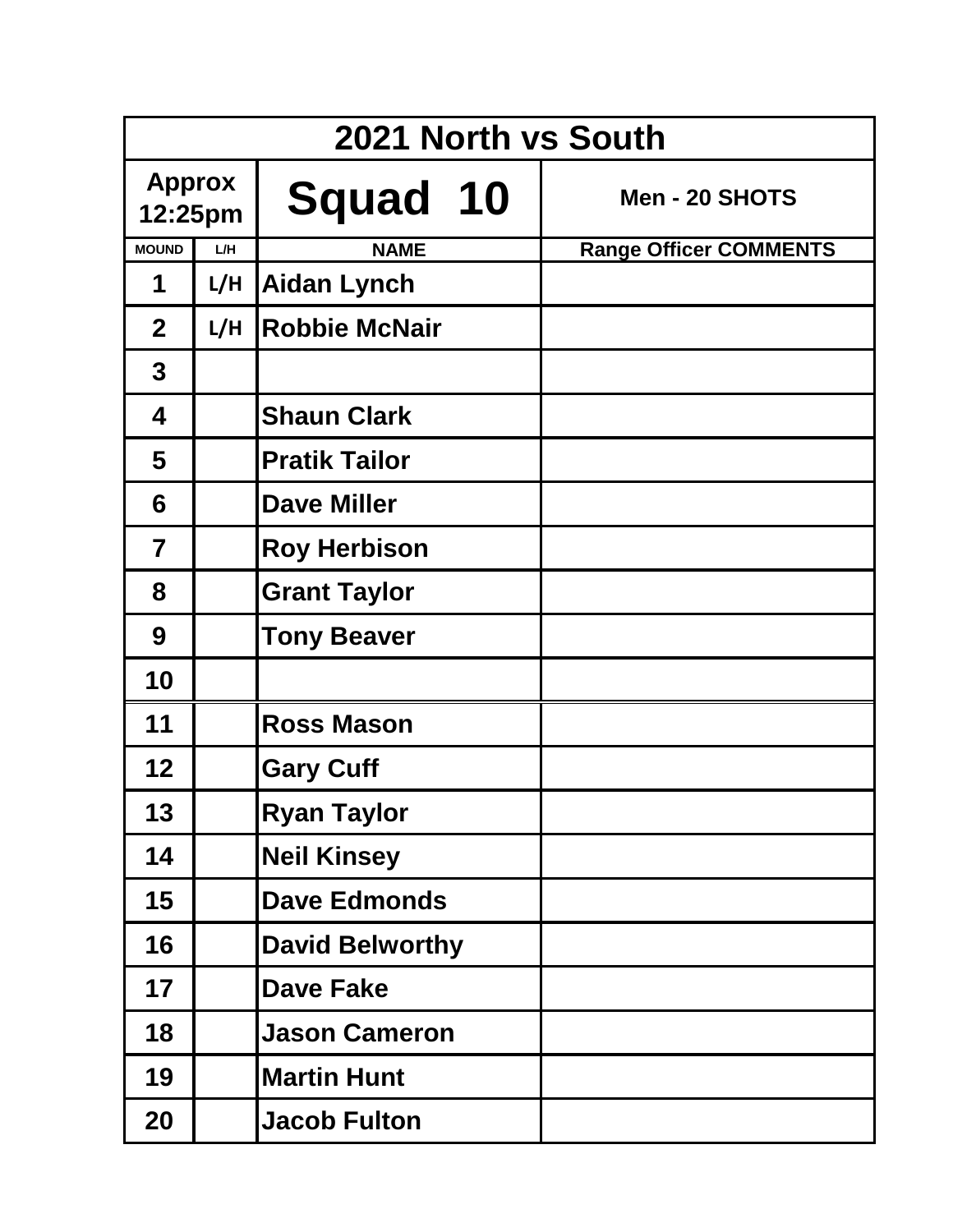| 2021 North vs South | | | |
|---|---|---|---|
| Approx 12:25pm | | Squad 10 | Men - 20 SHOTS |
| MOUND | L/H | NAME | Range Officer COMMENTS |
| 1 | L/H | Aidan Lynch | |
| 2 | L/H | Robbie McNair | |
| 3 | | | |
| 4 | | Shaun Clark | |
| 5 | | Pratik Tailor | |
| 6 | | Dave Miller | |
| 7 | | Roy Herbison | |
| 8 | | Grant Taylor | |
| 9 | | Tony Beaver | |
| 10 | | | |
| 11 | | Ross Mason | |
| 12 | | Gary Cuff | |
| 13 | | Ryan Taylor | |
| 14 | | Neil Kinsey | |
| 15 | | Dave Edmonds | |
| 16 | | David Belworthy | |
| 17 | | Dave Fake | |
| 18 | | Jason Cameron | |
| 19 | | Martin Hunt | |
| 20 | | Jacob Fulton | |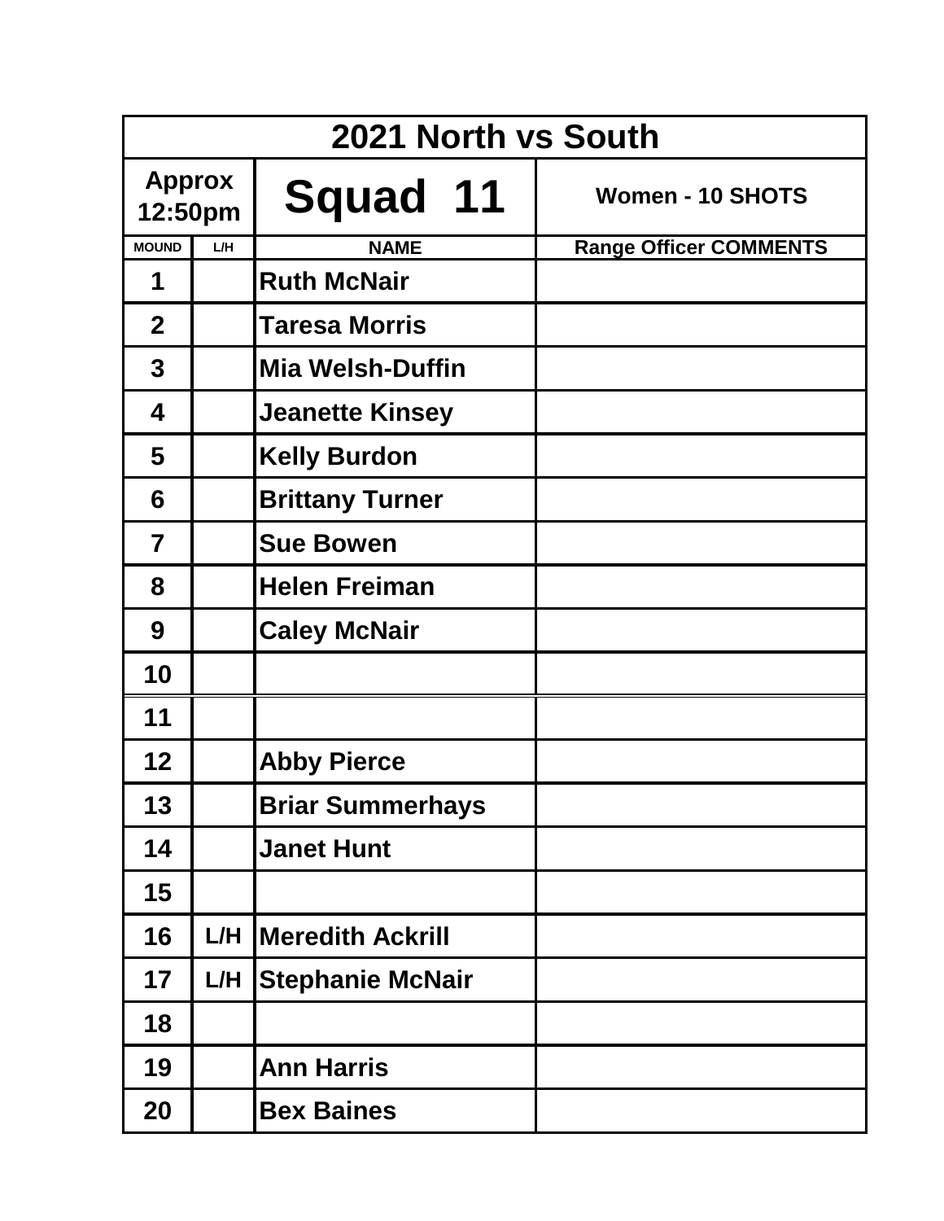| 2021 North vs South | | | |
|---|---|---|---|
| Approx 12:50pm | | Squad 11 | Women - 10 SHOTS |
| MOUND | L/H | NAME | Range Officer COMMENTS |
| 1 | | Ruth McNair | |
| 2 | | Taresa Morris | |
| 3 | | Mia Welsh-Duffin | |
| 4 | | Jeanette Kinsey | |
| 5 | | Kelly Burdon | |
| 6 | | Brittany Turner | |
| 7 | | Sue Bowen | |
| 8 | | Helen Freiman | |
| 9 | | Caley McNair | |
| 10 | | | |
| 11 | | | |
| 12 | | Abby Pierce | |
| 13 | | Briar Summerhays | |
| 14 | | Janet Hunt | |
| 15 | | | |
| 16 | L/H | Meredith Ackrill | |
| 17 | L/H | Stephanie McNair | |
| 18 | | | |
| 19 | | Ann Harris | |
| 20 | | Bex Baines | |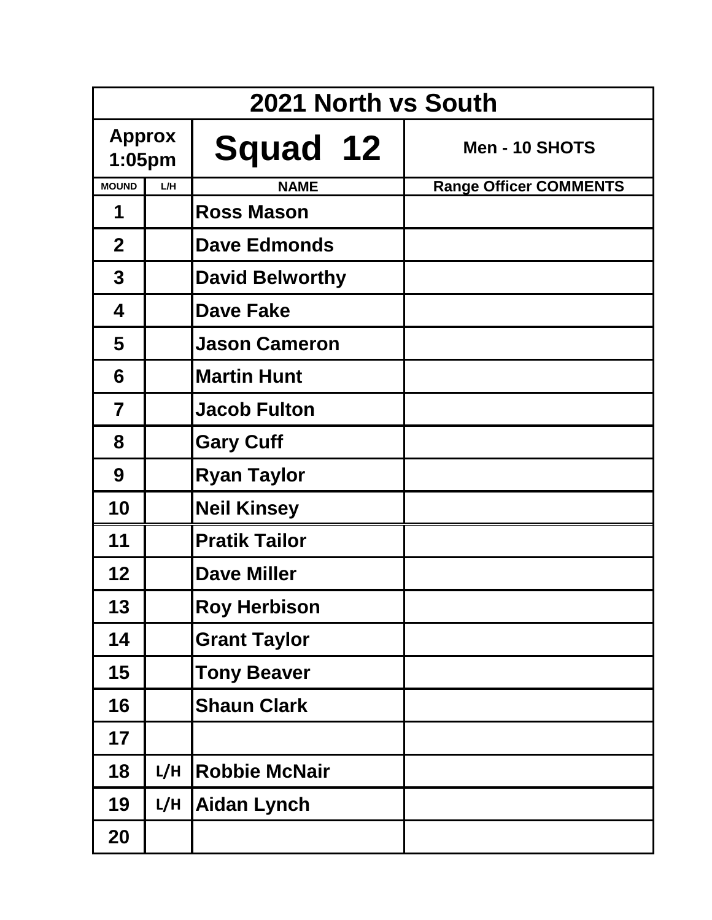| 2021 North vs South | | | |
|---|---|---|---|
| Approx 1:05pm | | Squad 12 | Men - 10 SHOTS |
| MOUND | L/H | NAME | Range Officer COMMENTS |
| 1 | | Ross Mason | |
| 2 | | Dave Edmonds | |
| 3 | | David Belworthy | |
| 4 | | Dave Fake | |
| 5 | | Jason Cameron | |
| 6 | | Martin Hunt | |
| 7 | | Jacob Fulton | |
| 8 | | Gary Cuff | |
| 9 | | Ryan Taylor | |
| 10 | | Neil Kinsey | |
| 11 | | Pratik Tailor | |
| 12 | | Dave Miller | |
| 13 | | Roy Herbison | |
| 14 | | Grant Taylor | |
| 15 | | Tony Beaver | |
| 16 | | Shaun Clark | |
| 17 | | | |
| 18 | L/H | Robbie McNair | |
| 19 | L/H | Aidan Lynch | |
| 20 | | | |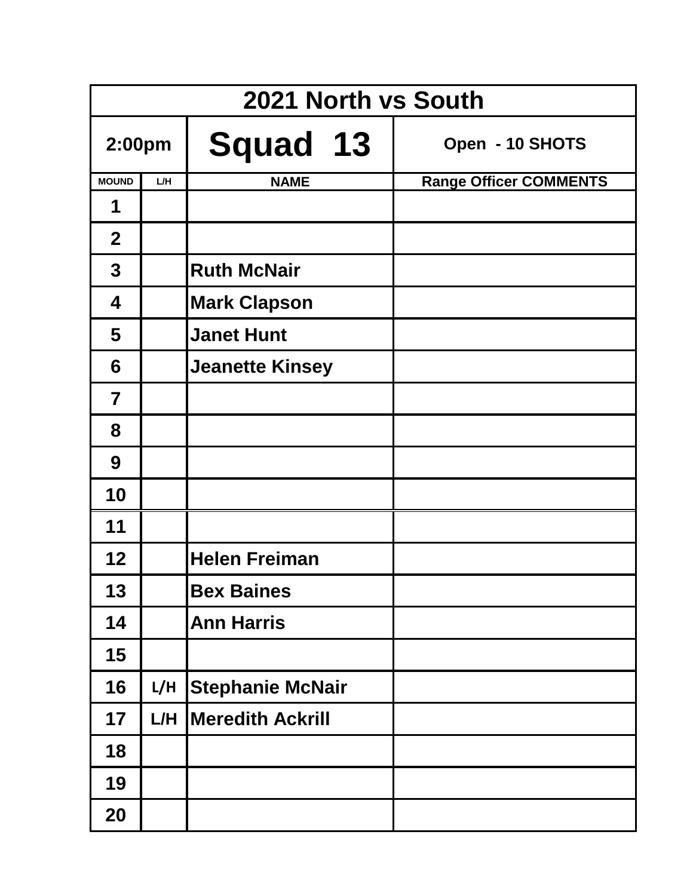| 2021 North vs South | | | |
|---|---|---|---|
| 2:00pm | | **Squad 13** | Open - 10 SHOTS |
| MOUND | L/H | NAME | Range Officer COMMENTS |
| 1 | | | |
| 2 | | | |
| 3 | | Ruth McNair | |
| 4 | | Mark Clapson | |
| 5 | | Janet Hunt | |
| 6 | | Jeanette Kinsey | |
| 7 | | | |
| 8 | | | |
| 9 | | | |
| 10 | | | |
| 11 | | | |
| 12 | | Helen Freiman | |
| 13 | | Bex Baines | |
| 14 | | Ann Harris | |
| 15 | | | |
| 16 | L/H | Stephanie McNair | |
| 17 | L/H | Meredith Ackrill | |
| 18 | | | |
| 19 | | | |
| 20 | | | |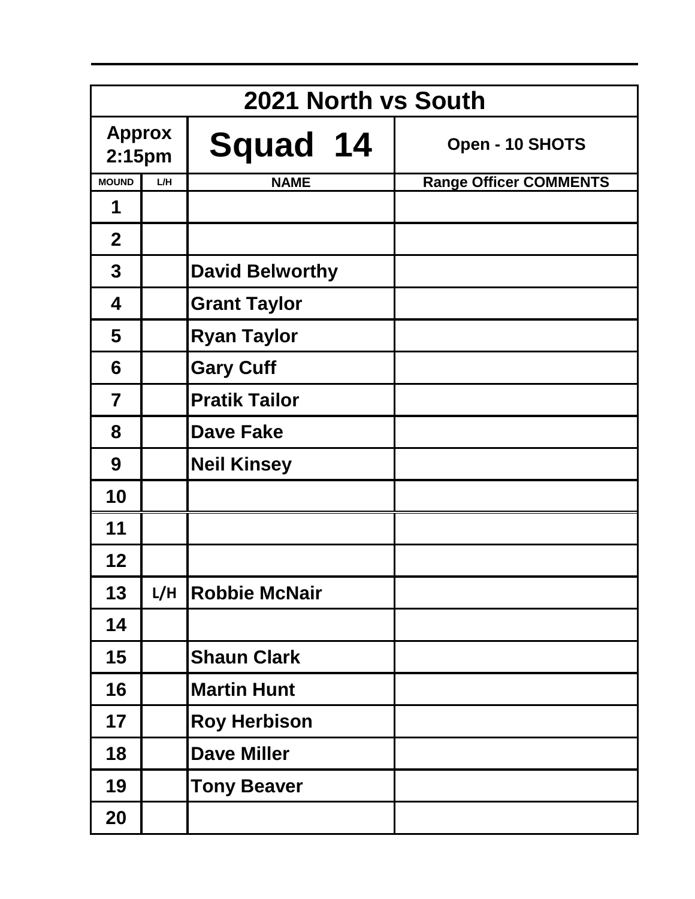| 2021 North vs South | | | |
|---|---|---|---|
| Approx 2:15pm | | Squad 14 | Open - 10 SHOTS |
| MOUND | L/H | NAME | Range Officer COMMENTS |
| 1 | | | |
| 2 | | | |
| 3 | | David Belworthy | |
| 4 | | Grant Taylor | |
| 5 | | Ryan Taylor | |
| 6 | | Gary Cuff | |
| 7 | | Pratik Tailor | |
| 8 | | Dave Fake | |
| 9 | | Neil Kinsey | |
| 10 | | | |
| 11 | | | |
| 12 | | | |
| 13 | L/H | Robbie McNair | |
| 14 | | | |
| 15 | | Shaun Clark | |
| 16 | | Martin Hunt | |
| 17 | | Roy Herbison | |
| 18 | | Dave Miller | |
| 19 | | Tony Beaver | |
| 20 | | | |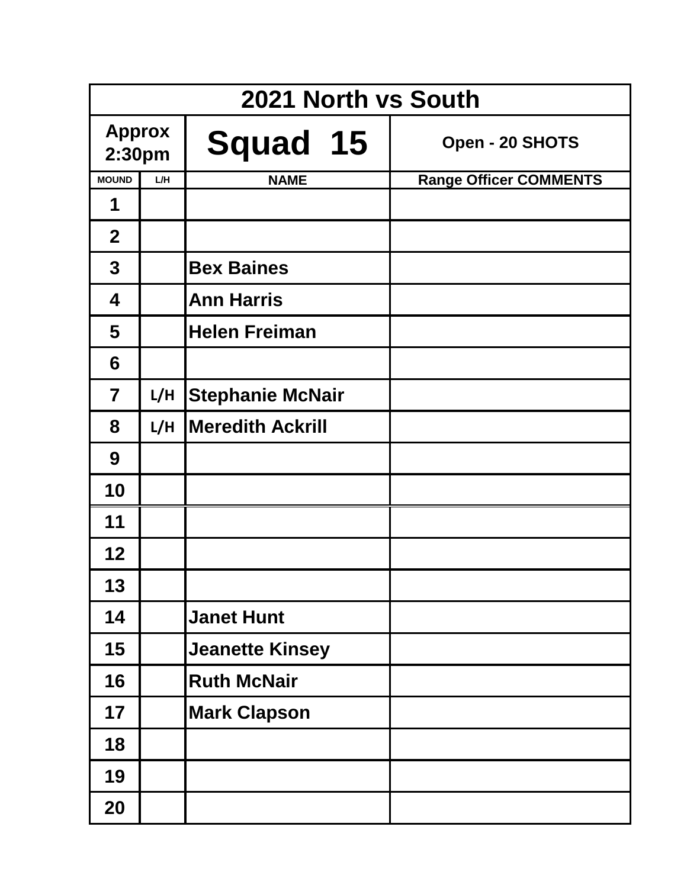| 2021 North vs South | | | |
|---|---|---|---|
| Approx 2:30pm | | Squad 15 | Open - 20 SHOTS |
| MOUND | L/H | NAME | Range Officer COMMENTS |
| 1 | | | |
| 2 | | | |
| 3 | | Bex Baines | |
| 4 | | Ann Harris | |
| 5 | | Helen Freiman | |
| 6 | | | |
| 7 | L/H | Stephanie McNair | |
| 8 | L/H | Meredith Ackrill | |
| 9 | | | |
| 10 | | | |
| 11 | | | |
| 12 | | | |
| 13 | | | |
| 14 | | Janet Hunt | |
| 15 | | Jeanette Kinsey | |
| 16 | | Ruth McNair | |
| 17 | | Mark Clapson | |
| 18 | | | |
| 19 | | | |
| 20 | | | |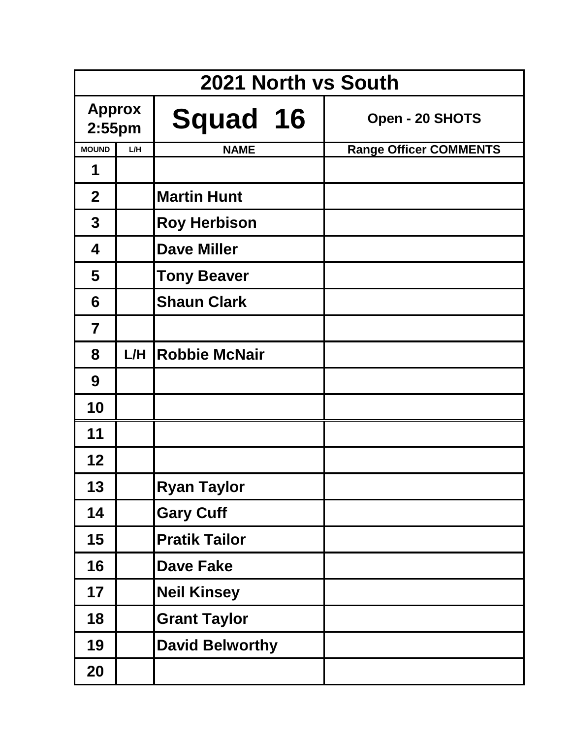| 2021 North vs South | | | |
|---|---|---|---|
| **Approx 2:55pm** | | **Squad 16** | **Open - 20 SHOTS** |
| **MOUND** | **L/H** | **NAME** | **Range Officer COMMENTS** |
| 1 | | | |
| 2 | | Martin Hunt | |
| 3 | | Roy Herbison | |
| 4 | | Dave Miller | |
| 5 | | Tony Beaver | |
| 6 | | Shaun Clark | |
| 7 | | | |
| 8 | L/H | Robbie McNair | |
| 9 | | | |
| 10 | | | |
| 11 | | | |
| 12 | | | |
| 13 | | Ryan Taylor | |
| 14 | | Gary Cuff | |
| 15 | | Pratik Tailor | |
| 16 | | Dave Fake | |
| 17 | | Neil Kinsey | |
| 18 | | Grant Taylor | |
| 19 | | David Belworthy | |
| 20 | | | |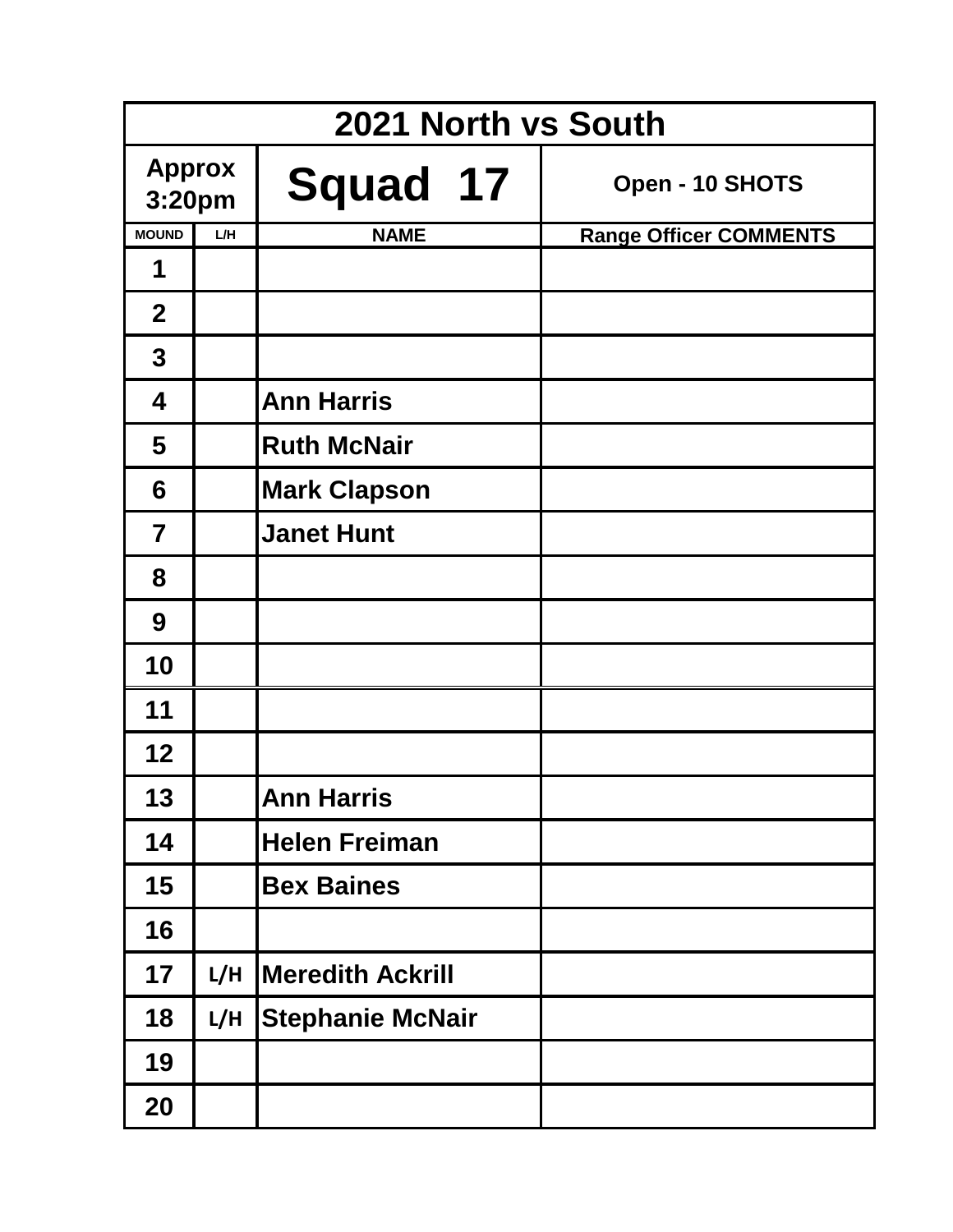| 2021 North vs South | | | |
|---|---|---|---|
| Approx 3:20pm | | Squad 17 | Open - 10 SHOTS |
| MOUND | L/H | NAME | Range Officer COMMENTS |
| 1 | | | |
| 2 | | | |
| 3 | | | |
| 4 | | Ann Harris | |
| 5 | | Ruth McNair | |
| 6 | | Mark Clapson | |
| 7 | | Janet Hunt | |
| 8 | | | |
| 9 | | | |
| 10 | | | |
| 11 | | | |
| 12 | | | |
| 13 | | Ann Harris | |
| 14 | | Helen Freiman | |
| 15 | | Bex Baines | |
| 16 | | | |
| 17 | L/H | Meredith Ackrill | |
| 18 | L/H | Stephanie McNair | |
| 19 | | | |
| 20 | | | |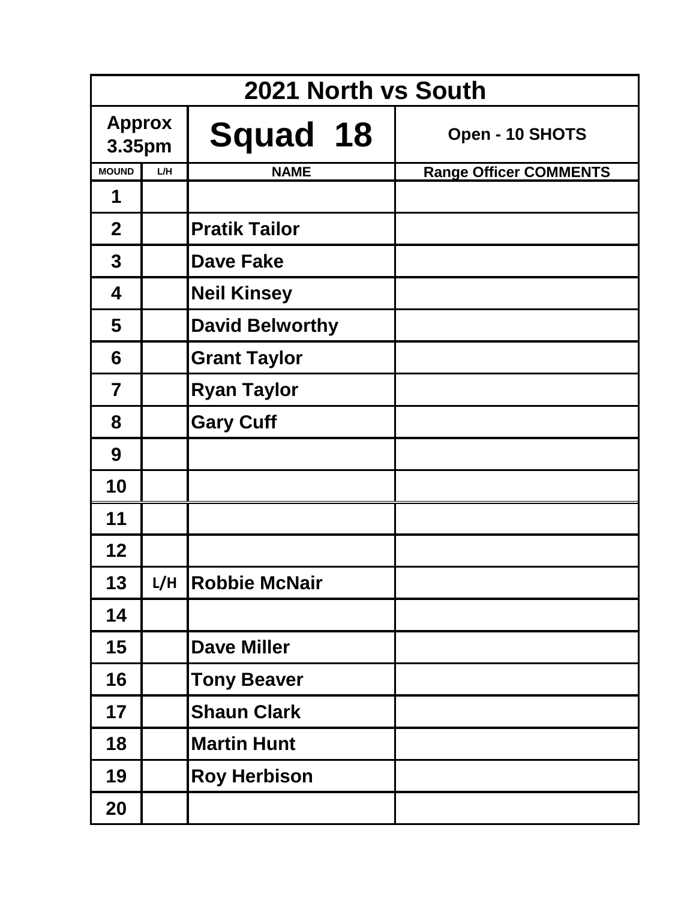| 2021 North vs South | | | |
|---|---|---|---|
| Approx 3.35pm | | Squad 18 | Open - 10 SHOTS |
| MOUND | L/H | NAME | Range Officer COMMENTS |
| 1 | | | |
| 2 | | Pratik Tailor | |
| 3 | | Dave Fake | |
| 4 | | Neil Kinsey | |
| 5 | | David Belworthy | |
| 6 | | Grant Taylor | |
| 7 | | Ryan Taylor | |
| 8 | | Gary Cuff | |
| 9 | | | |
| 10 | | | |
| 11 | | | |
| 12 | | | |
| 13 | L/H | Robbie McNair | |
| 14 | | | |
| 15 | | Dave Miller | |
| 16 | | Tony Beaver | |
| 17 | | Shaun Clark | |
| 18 | | Martin Hunt | |
| 19 | | Roy Herbison | |
| 20 | | | |